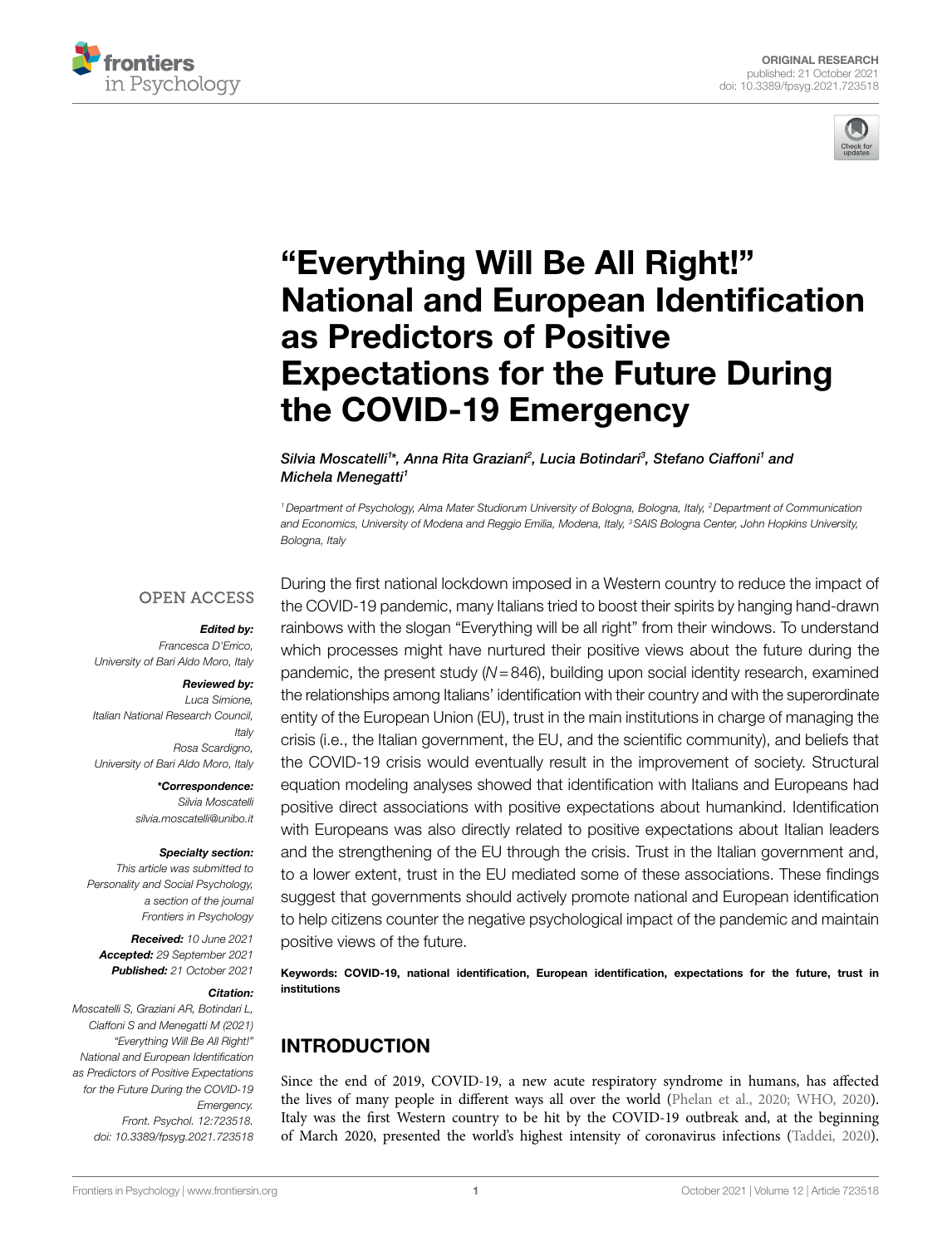ORIGINAL RESEARCH
published: 21 October 2021
doi: 10.3389/fpsyg.2021.723518

# "Everything Will Be All Right!" National and European Identification as Predictors of Positive Expectations for the Future During the COVID-19 Emergency

*Silvia Moscatelli[1]*, Anna Rita Graziani[2], Lucia Botindari[3], Stefano Ciaffoni[1] and Michela Menegatti[1]*

[1] Department of Psychology, Alma Mater Studiorum University of Bologna, Bologna, Italy, [2] Department of Communication and Economics, University of Modena and Reggio Emilia, Modena, Italy, [3] SAIS Bologna Center, John Hopkins University, Bologna, Italy

OPEN ACCESS

***Edited by:***
*Francesca D'Errico,*
*University of Bari Aldo Moro, Italy*

***Reviewed by:***
*Luca Simione,*
*Italian National Research Council, Italy*
*Rosa Scardigno,*
*University of Bari Aldo Moro, Italy*

***\*Correspondence:***
*Silvia Moscatelli*
*silvia.moscatelli@unibo.it*

***Specialty section:***
*This article was submitted to Personality and Social Psychology, a section of the journal Frontiers in Psychology*

***Received:*** *10 June 2021*
***Accepted:*** *29 September 2021*
***Published:*** *21 October 2021*

***Citation:***
*Moscatelli S, Graziani AR, Botindari L, Ciaffoni S and Menegatti M (2021) "Everything Will Be All Right!" National and European Identification as Predictors of Positive Expectations for the Future During the COVID-19 Emergency. Front. Psychol. 12:723518. doi: 10.3389/fpsyg.2021.723518*

During the first national lockdown imposed in a Western country to reduce the impact of the COVID-19 pandemic, many Italians tried to boost their spirits by hanging hand-drawn rainbows with the slogan "Everything will be all right" from their windows. To understand which processes might have nurtured their positive views about the future during the pandemic, the present study ($N = 846$), building upon social identity research, examined the relationships among Italians' identification with their country and with the superordinate entity of the European Union (EU), trust in the main institutions in charge of managing the crisis (i.e., the Italian government, the EU, and the scientific community), and beliefs that the COVID-19 crisis would eventually result in the improvement of society. Structural equation modeling analyses showed that identification with Italians and Europeans had positive direct associations with positive expectations about humankind. Identification with Europeans was also directly related to positive expectations about Italian leaders and the strengthening of the EU through the crisis. Trust in the Italian government and, to a lower extent, trust in the EU mediated some of these associations. These findings suggest that governments should actively promote national and European identification to help citizens counter the negative psychological impact of the pandemic and maintain positive views of the future.

**Keywords: COVID-19, national identification, European identification, expectations for the future, trust in institutions**

## INTRODUCTION

Since the end of 2019, COVID-19, a new acute respiratory syndrome in humans, has affected the lives of many people in different ways all over the world (Phelan et al., 2020; WHO, 2020). Italy was the first Western country to be hit by the COVID-19 outbreak and, at the beginning of March 2020, presented the world's highest intensity of coronavirus infections (Taddei, 2020).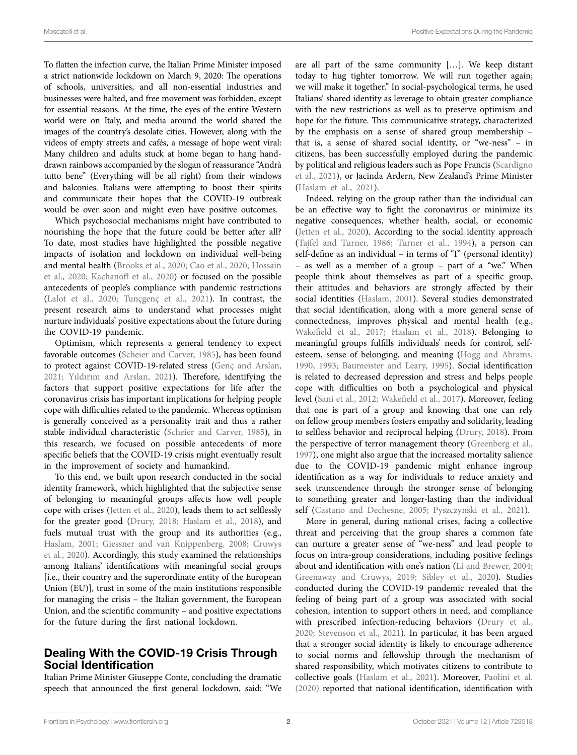To flatten the infection curve, the Italian Prime Minister imposed a strict nationwide lockdown on March 9, 2020: The operations of schools, universities, and all non-essential industries and businesses were halted, and free movement was forbidden, except for essential reasons. At the time, the eyes of the entire Western world were on Italy, and media around the world shared the images of the country's desolate cities. However, along with the videos of empty streets and cafés, a message of hope went viral: Many children and adults stuck at home began to hang hand-drawn rainbows accompanied by the slogan of reassurance "Andrà tutto bene" (Everything will be all right) from their windows and balconies. Italians were attempting to boost their spirits and communicate their hopes that the COVID-19 outbreak would be over soon and might even have positive outcomes.

Which psychosocial mechanisms might have contributed to nourishing the hope that the future could be better after all? To date, most studies have highlighted the possible negative impacts of isolation and lockdown on individual well-being and mental health (Brooks et al., 2020; Cao et al., 2020; Hossain et al., 2020; Kachanoff et al., 2020) or focused on the possible antecedents of people's compliance with pandemic restrictions (Lalot et al., 2020; Tunçgenç et al., 2021). In contrast, the present research aims to understand what processes might nurture individuals' positive expectations about the future during the COVID-19 pandemic.

Optimism, which represents a general tendency to expect favorable outcomes (Scheier and Carver, 1985), has been found to protect against COVID-19-related stress (Genç and Arslan, 2021; Yıldırım and Arslan, 2021). Therefore, identifying the factors that support positive expectations for life after the coronavirus crisis has important implications for helping people cope with difficulties related to the pandemic. Whereas optimism is generally conceived as a personality trait and thus a rather stable individual characteristic (Scheier and Carver, 1985), in this research, we focused on possible antecedents of more specific beliefs that the COVID-19 crisis might eventually result in the improvement of society and humankind.

To this end, we built upon research conducted in the social identity framework, which highlighted that the subjective sense of belonging to meaningful groups affects how well people cope with crises (Jetten et al., 2020), leads them to act selflessly for the greater good (Drury, 2018; Haslam et al., 2018), and fuels mutual trust with the group and its authorities (e.g., Haslam, 2001; Giessner and van Knippenberg, 2008; Cruwys et al., 2020). Accordingly, this study examined the relationships among Italians' identifications with meaningful social groups [i.e., their country and the superordinate entity of the European Union (EU)], trust in some of the main institutions responsible for managing the crisis – the Italian government, the European Union, and the scientific community – and positive expectations for the future during the first national lockdown.

## Dealing With the COVID-19 Crisis Through Social Identification

Italian Prime Minister Giuseppe Conte, concluding the dramatic speech that announced the first general lockdown, said: "We are all part of the same community […]. We keep distant today to hug tighter tomorrow. We will run together again; we will make it together." In social-psychological terms, he used Italians' shared identity as leverage to obtain greater compliance with the new restrictions as well as to preserve optimism and hope for the future. This communicative strategy, characterized by the emphasis on a sense of shared group membership – that is, a sense of shared social identity, or "we-ness" – in citizens, has been successfully employed during the pandemic by political and religious leaders such as Pope Francis (Scardigno et al., 2021), or Jacinda Ardern, New Zealand's Prime Minister (Haslam et al., 2021).

Indeed, relying on the group rather than the individual can be an effective way to fight the coronavirus or minimize its negative consequences, whether health, social, or economic (Jetten et al., 2020). According to the social identity approach (Tajfel and Turner, 1986; Turner et al., 1994), a person can self-define as an individual – in terms of "I" (personal identity) – as well as a member of a group – part of a "we." When people think about themselves as part of a specific group, their attitudes and behaviors are strongly affected by their social identities (Haslam, 2001). Several studies demonstrated that social identification, along with a more general sense of connectedness, improves physical and mental health (e.g., Wakefield et al., 2017; Haslam et al., 2018). Belonging to meaningful groups fulfills individuals' needs for control, self-esteem, sense of belonging, and meaning (Hogg and Abrams, 1990, 1993; Baumeister and Leary, 1995). Social identification is related to decreased depression and stress and helps people cope with difficulties on both a psychological and physical level (Sani et al., 2012; Wakefield et al., 2017). Moreover, feeling that one is part of a group and knowing that one can rely on fellow group members fosters empathy and solidarity, leading to selfless behavior and reciprocal helping (Drury, 2018). From the perspective of terror management theory (Greenberg et al., 1997), one might also argue that the increased mortality salience due to the COVID-19 pandemic might enhance ingroup identification as a way for individuals to reduce anxiety and seek transcendence through the stronger sense of belonging to something greater and longer-lasting than the individual self (Castano and Dechesne, 2005; Pyszczynski et al., 2021).

More in general, during national crises, facing a collective threat and perceiving that the group shares a common fate can nurture a greater sense of "we-ness" and lead people to focus on intra-group considerations, including positive feelings about and identification with one's nation (Li and Brewer, 2004; Greenaway and Cruwys, 2019; Sibley et al., 2020). Studies conducted during the COVID-19 pandemic revealed that the feeling of being part of a group was associated with social cohesion, intention to support others in need, and compliance with prescribed infection-reducing behaviors (Drury et al., 2020; Stevenson et al., 2021). In particular, it has been argued that a stronger social identity is likely to encourage adherence to social norms and fellowship through the mechanism of shared responsibility, which motivates citizens to contribute to collective goals (Haslam et al., 2021). Moreover, Paolini et al. (2020) reported that national identification, identification with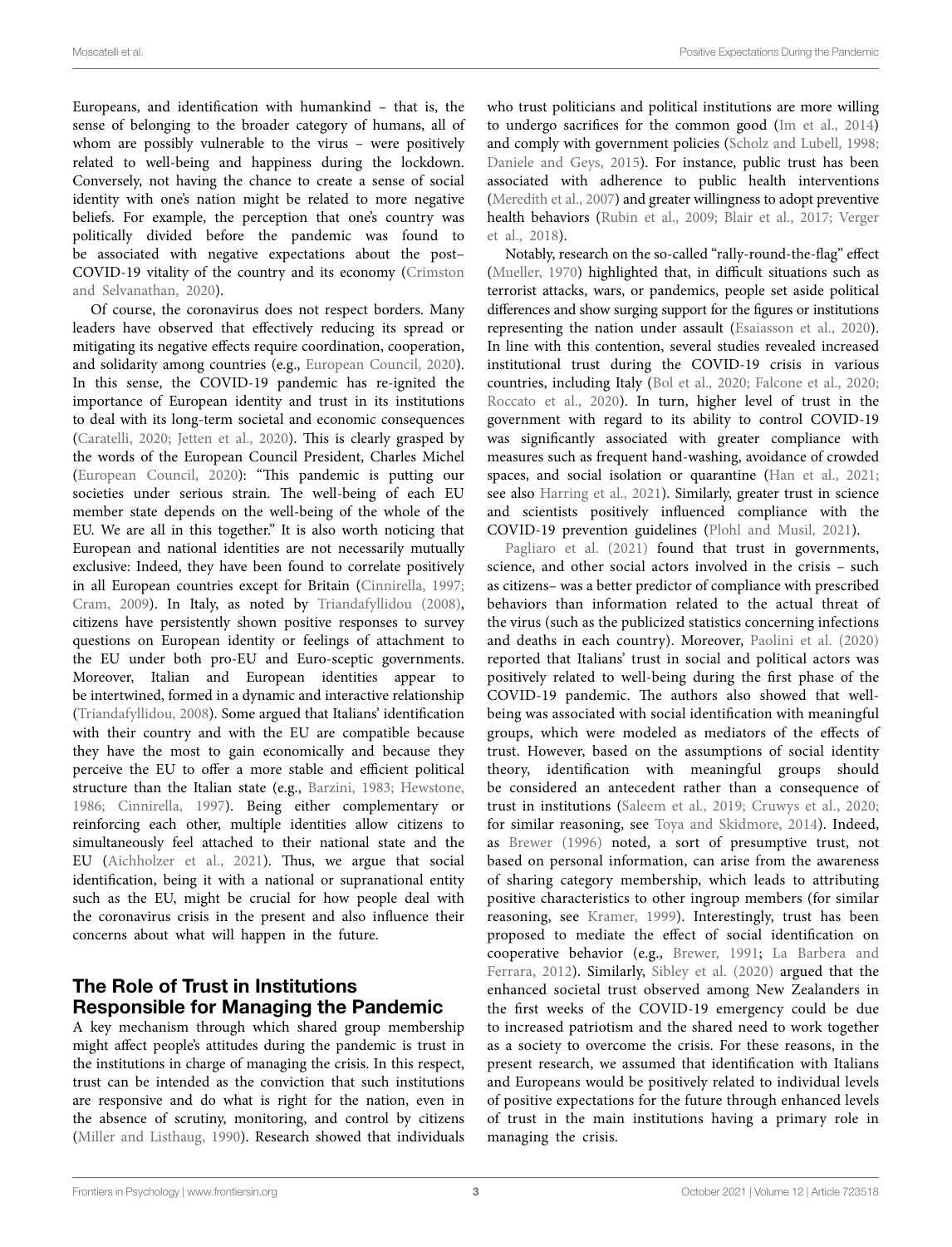Europeans, and identification with humankind – that is, the sense of belonging to the broader category of humans, all of whom are possibly vulnerable to the virus – were positively related to well-being and happiness during the lockdown. Conversely, not having the chance to create a sense of social identity with one's nation might be related to more negative beliefs. For example, the perception that one's country was politically divided before the pandemic was found to be associated with negative expectations about the post–COVID-19 vitality of the country and its economy (Crimston and Selvanathan, 2020).

Of course, the coronavirus does not respect borders. Many leaders have observed that effectively reducing its spread or mitigating its negative effects require coordination, cooperation, and solidarity among countries (e.g., European Council, 2020). In this sense, the COVID-19 pandemic has re-ignited the importance of European identity and trust in its institutions to deal with its long-term societal and economic consequences (Caratelli, 2020; Jetten et al., 2020). This is clearly grasped by the words of the European Council President, Charles Michel (European Council, 2020): "This pandemic is putting our societies under serious strain. The well-being of each EU member state depends on the well-being of the whole of the EU. We are all in this together." It is also worth noticing that European and national identities are not necessarily mutually exclusive: Indeed, they have been found to correlate positively in all European countries except for Britain (Cinnirella, 1997; Cram, 2009). In Italy, as noted by Triandafyllidou (2008), citizens have persistently shown positive responses to survey questions on European identity or feelings of attachment to the EU under both pro-EU and Euro-sceptic governments. Moreover, Italian and European identities appear to be intertwined, formed in a dynamic and interactive relationship (Triandafyllidou, 2008). Some argued that Italians' identification with their country and with the EU are compatible because they have the most to gain economically and because they perceive the EU to offer a more stable and efficient political structure than the Italian state (e.g., Barzini, 1983; Hewstone, 1986; Cinnirella, 1997). Being either complementary or reinforcing each other, multiple identities allow citizens to simultaneously feel attached to their national state and the EU (Aichholzer et al., 2021). Thus, we argue that social identification, being it with a national or supranational entity such as the EU, might be crucial for how people deal with the coronavirus crisis in the present and also influence their concerns about what will happen in the future.

## The Role of Trust in Institutions Responsible for Managing the Pandemic

A key mechanism through which shared group membership might affect people's attitudes during the pandemic is trust in the institutions in charge of managing the crisis. In this respect, trust can be intended as the conviction that such institutions are responsive and do what is right for the nation, even in the absence of scrutiny, monitoring, and control by citizens (Miller and Listhaug, 1990). Research showed that individuals who trust politicians and political institutions are more willing to undergo sacrifices for the common good (Im et al., 2014) and comply with government policies (Scholz and Lubell, 1998; Daniele and Geys, 2015). For instance, public trust has been associated with adherence to public health interventions (Meredith et al., 2007) and greater willingness to adopt preventive health behaviors (Rubin et al., 2009; Blair et al., 2017; Verger et al., 2018).

Notably, research on the so-called "rally-round-the-flag" effect (Mueller, 1970) highlighted that, in difficult situations such as terrorist attacks, wars, or pandemics, people set aside political differences and show surging support for the figures or institutions representing the nation under assault (Esaiasson et al., 2020). In line with this contention, several studies revealed increased institutional trust during the COVID-19 crisis in various countries, including Italy (Bol et al., 2020; Falcone et al., 2020; Roccato et al., 2020). In turn, higher level of trust in the government with regard to its ability to control COVID-19 was significantly associated with greater compliance with measures such as frequent hand-washing, avoidance of crowded spaces, and social isolation or quarantine (Han et al., 2021; see also Harring et al., 2021). Similarly, greater trust in science and scientists positively influenced compliance with the COVID-19 prevention guidelines (Plohl and Musil, 2021).

Pagliaro et al. (2021) found that trust in governments, science, and other social actors involved in the crisis – such as citizens– was a better predictor of compliance with prescribed behaviors than information related to the actual threat of the virus (such as the publicized statistics concerning infections and deaths in each country). Moreover, Paolini et al. (2020) reported that Italians' trust in social and political actors was positively related to well-being during the first phase of the COVID-19 pandemic. The authors also showed that well-being was associated with social identification with meaningful groups, which were modeled as mediators of the effects of trust. However, based on the assumptions of social identity theory, identification with meaningful groups should be considered an antecedent rather than a consequence of trust in institutions (Saleem et al., 2019; Cruwys et al., 2020; for similar reasoning, see Toya and Skidmore, 2014). Indeed, as Brewer (1996) noted, a sort of presumptive trust, not based on personal information, can arise from the awareness of sharing category membership, which leads to attributing positive characteristics to other ingroup members (for similar reasoning, see Kramer, 1999). Interestingly, trust has been proposed to mediate the effect of social identification on cooperative behavior (e.g., Brewer, 1991; La Barbera and Ferrara, 2012). Similarly, Sibley et al. (2020) argued that the enhanced societal trust observed among New Zealanders in the first weeks of the COVID-19 emergency could be due to increased patriotism and the shared need to work together as a society to overcome the crisis. For these reasons, in the present research, we assumed that identification with Italians and Europeans would be positively related to individual levels of positive expectations for the future through enhanced levels of trust in the main institutions having a primary role in managing the crisis.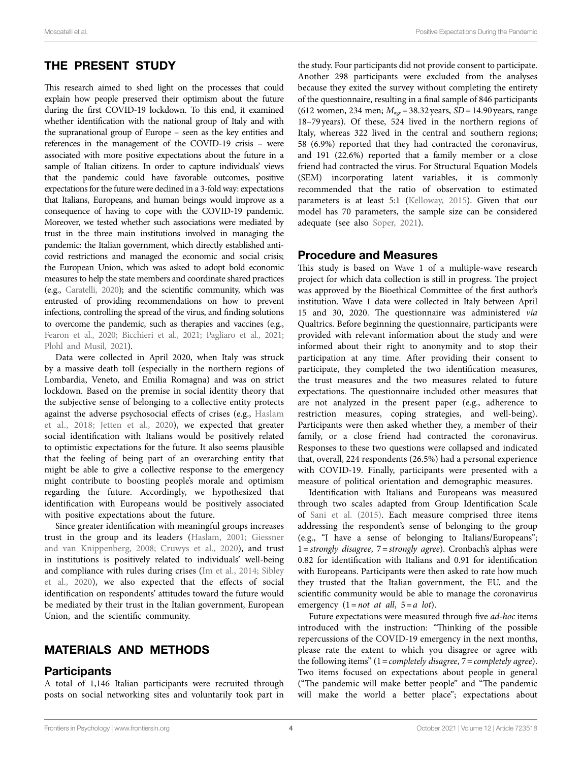## THE PRESENT STUDY

This research aimed to shed light on the processes that could explain how people preserved their optimism about the future during the first COVID-19 lockdown. To this end, it examined whether identification with the national group of Italy and with the supranational group of Europe – seen as the key entities and references in the management of the COVID-19 crisis – were associated with more positive expectations about the future in a sample of Italian citizens. In order to capture individuals' views that the pandemic could have favorable outcomes, positive expectations for the future were declined in a 3-fold way: expectations that Italians, Europeans, and human beings would improve as a consequence of having to cope with the COVID-19 pandemic. Moreover, we tested whether such associations were mediated by trust in the three main institutions involved in managing the pandemic: the Italian government, which directly established anti-covid restrictions and managed the economic and social crisis; the European Union, which was asked to adopt bold economic measures to help the state members and coordinate shared practices (e.g., Caratelli, 2020); and the scientific community, which was entrusted of providing recommendations on how to prevent infections, controlling the spread of the virus, and finding solutions to overcome the pandemic, such as therapies and vaccines (e.g., Fearon et al., 2020; Bicchieri et al., 2021; Pagliaro et al., 2021; Plohl and Musil, 2021).

Data were collected in April 2020, when Italy was struck by a massive death toll (especially in the northern regions of Lombardia, Veneto, and Emilia Romagna) and was on strict lockdown. Based on the premise in social identity theory that the subjective sense of belonging to a collective entity protects against the adverse psychosocial effects of crises (e.g., Haslam et al., 2018; Jetten et al., 2020), we expected that greater social identification with Italians would be positively related to optimistic expectations for the future. It also seems plausible that the feeling of being part of an overarching entity that might be able to give a collective response to the emergency might contribute to boosting people's morale and optimism regarding the future. Accordingly, we hypothesized that identification with Europeans would be positively associated with positive expectations about the future.

Since greater identification with meaningful groups increases trust in the group and its leaders (Haslam, 2001; Giessner and van Knippenberg, 2008; Cruwys et al., 2020), and trust in institutions is positively related to individuals' well-being and compliance with rules during crises (Im et al., 2014; Sibley et al., 2020), we also expected that the effects of social identification on respondents' attitudes toward the future would be mediated by their trust in the Italian government, European Union, and the scientific community.

## MATERIALS AND METHODS

### Participants

A total of 1,146 Italian participants were recruited through posts on social networking sites and voluntarily took part in the study. Four participants did not provide consent to participate. Another 298 participants were excluded from the analyses because they exited the survey without completing the entirety of the questionnaire, resulting in a final sample of 846 participants (612 women, 234 men; $M_{age}$ = 38.32 years, $SD$ = 14.90 years, range 18–79 years). Of these, 524 lived in the northern regions of Italy, whereas 322 lived in the central and southern regions; 58 (6.9%) reported that they had contracted the coronavirus, and 191 (22.6%) reported that a family member or a close friend had contracted the virus. For Structural Equation Models (SEM) incorporating latent variables, it is commonly recommended that the ratio of observation to estimated parameters is at least 5:1 (Kelloway, 2015). Given that our model has 70 parameters, the sample size can be considered adequate (see also Soper, 2021).

### Procedure and Measures

This study is based on Wave 1 of a multiple-wave research project for which data collection is still in progress. The project was approved by the Bioethical Committee of the first author's institution. Wave 1 data were collected in Italy between April 15 and 30, 2020. The questionnaire was administered *via* Qualtrics. Before beginning the questionnaire, participants were provided with relevant information about the study and were informed about their right to anonymity and to stop their participation at any time. After providing their consent to participate, they completed the two identification measures, the trust measures and the two measures related to future expectations. The questionnaire included other measures that are not analyzed in the present paper (e.g., adherence to restriction measures, coping strategies, and well-being). Participants were then asked whether they, a member of their family, or a close friend had contracted the coronavirus. Responses to these two questions were collapsed and indicated that, overall, 224 respondents (26.5%) had a personal experience with COVID-19. Finally, participants were presented with a measure of political orientation and demographic measures.

Identification with Italians and Europeans was measured through two scales adapted from Group Identification Scale of Sani et al. (2015). Each measure comprised three items addressing the respondent's sense of belonging to the group (e.g., "I have a sense of belonging to Italians/Europeans"; 1 = *strongly disagree*, 7 = *strongly agree*). Cronbach's alphas were 0.82 for identification with Italians and 0.91 for identification with Europeans. Participants were then asked to rate how much they trusted that the Italian government, the EU, and the scientific community would be able to manage the coronavirus emergency (1 = *not at all*, 5 = *a lot*).

Future expectations were measured through five *ad-hoc* items introduced with the instruction: "Thinking of the possible repercussions of the COVID-19 emergency in the next months, please rate the extent to which you disagree or agree with the following items" (1 = *completely disagree*, 7 = *completely agree*). Two items focused on expectations about people in general ("The pandemic will make better people" and "The pandemic will make the world a better place"; expectations about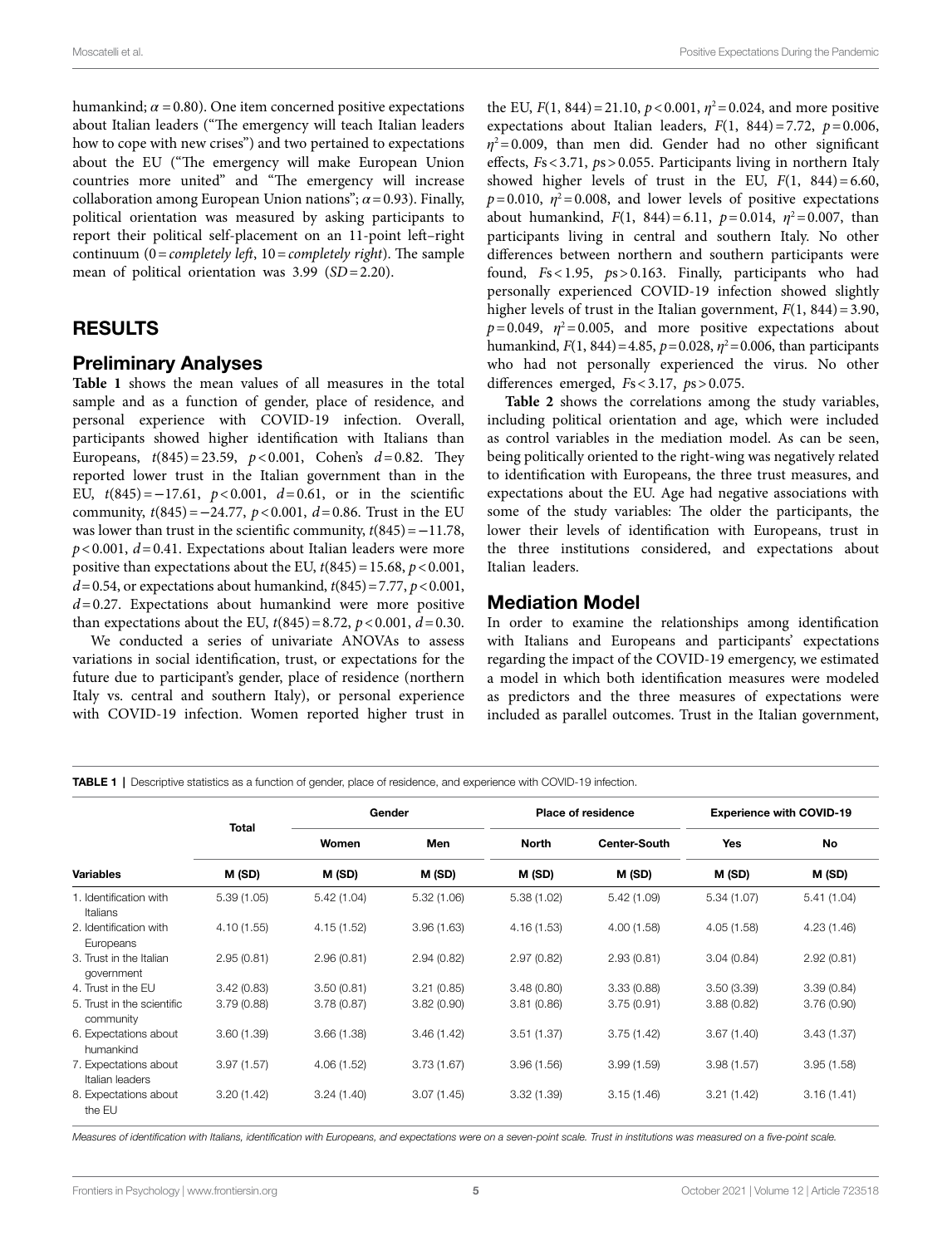humankind; $\alpha = 0.80$). One item concerned positive expectations about Italian leaders ("The emergency will teach Italian leaders how to cope with new crises") and two pertained to expectations about the EU ("The emergency will make European Union countries more united" and "The emergency will increase collaboration among European Union nations"; $\alpha = 0.93$). Finally, political orientation was measured by asking participants to report their political self-placement on an 11-point left–right continuum (0 = *completely left*, 10 = *completely right*). The sample mean of political orientation was 3.99 ($SD = 2.20$).

## RESULTS

### Preliminary Analyses

**Table 1** shows the mean values of all measures in the total sample and as a function of gender, place of residence, and personal experience with COVID-19 infection. Overall, participants showed higher identification with Italians than Europeans, $t(845) = 23.59$, $p < 0.001$, Cohen's $d = 0.82$. They reported lower trust in the Italian government than in the EU, $t(845) = -17.61$, $p < 0.001$, $d = 0.61$, or in the scientific community, $t(845) = -24.77$, $p < 0.001$, $d = 0.86$. Trust in the EU was lower than trust in the scientific community, $t(845) = -11.78$, $p < 0.001$, $d = 0.41$. Expectations about Italian leaders were more positive than expectations about the EU, $t(845) = 15.68$, $p < 0.001$, $d = 0.54$, or expectations about humankind, $t(845) = 7.77$, $p < 0.001$, $d = 0.27$. Expectations about humankind were more positive than expectations about the EU, $t(845) = 8.72$, $p < 0.001$, $d = 0.30$.

We conducted a series of univariate ANOVAs to assess variations in social identification, trust, or expectations for the future due to participant's gender, place of residence (northern Italy vs. central and southern Italy), or personal experience with COVID-19 infection. Women reported higher trust in the EU, $F(1, 844) = 21.10$, $p < 0.001$, $\eta^2 = 0.024$, and more positive expectations about Italian leaders, $F(1, 844) = 7.72$, $p = 0.006$, $\eta^2 = 0.009$, than men did. Gender had no other significant effects, $Fs < 3.71$, $ps > 0.055$. Participants living in northern Italy showed higher levels of trust in the EU, $F(1, 844) = 6.60$, $p = 0.010$, $\eta^2 = 0.008$, and lower levels of positive expectations about humankind, $F(1, 844) = 6.11$, $p = 0.014$, $\eta^2 = 0.007$, than participants living in central and southern Italy. No other differences between northern and southern participants were found, $Fs < 1.95$, $ps > 0.163$. Finally, participants who had personally experienced COVID-19 infection showed slightly higher levels of trust in the Italian government, $F(1, 844) = 3.90$, $p = 0.049$, $\eta^2 = 0.005$, and more positive expectations about humankind, $F(1, 844) = 4.85$, $p = 0.028$, $\eta^2 = 0.006$, than participants who had not personally experienced the virus. No other differences emerged, $Fs < 3.17$, $ps > 0.075$.

**Table 2** shows the correlations among the study variables, including political orientation and age, which were included as control variables in the mediation model. As can be seen, being politically oriented to the right-wing was negatively related to identification with Europeans, the three trust measures, and expectations about the EU. Age had negative associations with some of the study variables: The older the participants, the lower their levels of identification with Europeans, trust in the three institutions considered, and expectations about Italian leaders.

### Mediation Model

In order to examine the relationships among identification with Italians and Europeans and participants' expectations regarding the impact of the COVID-19 emergency, we estimated a model in which both identification measures were modeled as predictors and the three measures of expectations were included as parallel outcomes. Trust in the Italian government,

**TABLE 1** | Descriptive statistics as a function of gender, place of residence, and experience with COVID-19 infection.

| | Total | Gender | | Place of residence | | Experience with COVID-19 | |
|---|---|---|---|---|---|---|---|
| | | Women | Men | North | Center-South | Yes | No |
| Variables | M (SD) | M (SD) | M (SD) | M (SD) | M (SD) | M (SD) | M (SD) |
| 1. Identification with Italians | 5.39 (1.05) | 5.42 (1.04) | 5.32 (1.06) | 5.38 (1.02) | 5.42 (1.09) | 5.34 (1.07) | 5.41 (1.04) |
| 2. Identification with Europeans | 4.10 (1.55) | 4.15 (1.52) | 3.96 (1.63) | 4.16 (1.53) | 4.00 (1.58) | 4.05 (1.58) | 4.23 (1.46) |
| 3. Trust in the Italian government | 2.95 (0.81) | 2.96 (0.81) | 2.94 (0.82) | 2.97 (0.82) | 2.93 (0.81) | 3.04 (0.84) | 2.92 (0.81) |
| 4. Trust in the EU | 3.42 (0.83) | 3.50 (0.81) | 3.21 (0.85) | 3.48 (0.80) | 3.33 (0.88) | 3.50 (3.39) | 3.39 (0.84) |
| 5. Trust in the scientific community | 3.79 (0.88) | 3.78 (0.87) | 3.82 (0.90) | 3.81 (0.86) | 3.75 (0.91) | 3.88 (0.82) | 3.76 (0.90) |
| 6. Expectations about humankind | 3.60 (1.39) | 3.66 (1.38) | 3.46 (1.42) | 3.51 (1.37) | 3.75 (1.42) | 3.67 (1.40) | 3.43 (1.37) |
| 7. Expectations about Italian leaders | 3.97 (1.57) | 4.06 (1.52) | 3.73 (1.67) | 3.96 (1.56) | 3.99 (1.59) | 3.98 (1.57) | 3.95 (1.58) |
| 8. Expectations about the EU | 3.20 (1.42) | 3.24 (1.40) | 3.07 (1.45) | 3.32 (1.39) | 3.15 (1.46) | 3.21 (1.42) | 3.16 (1.41) |

*Measures of identification with Italians, identification with Europeans, and expectations were on a seven-point scale. Trust in institutions was measured on a five-point scale.*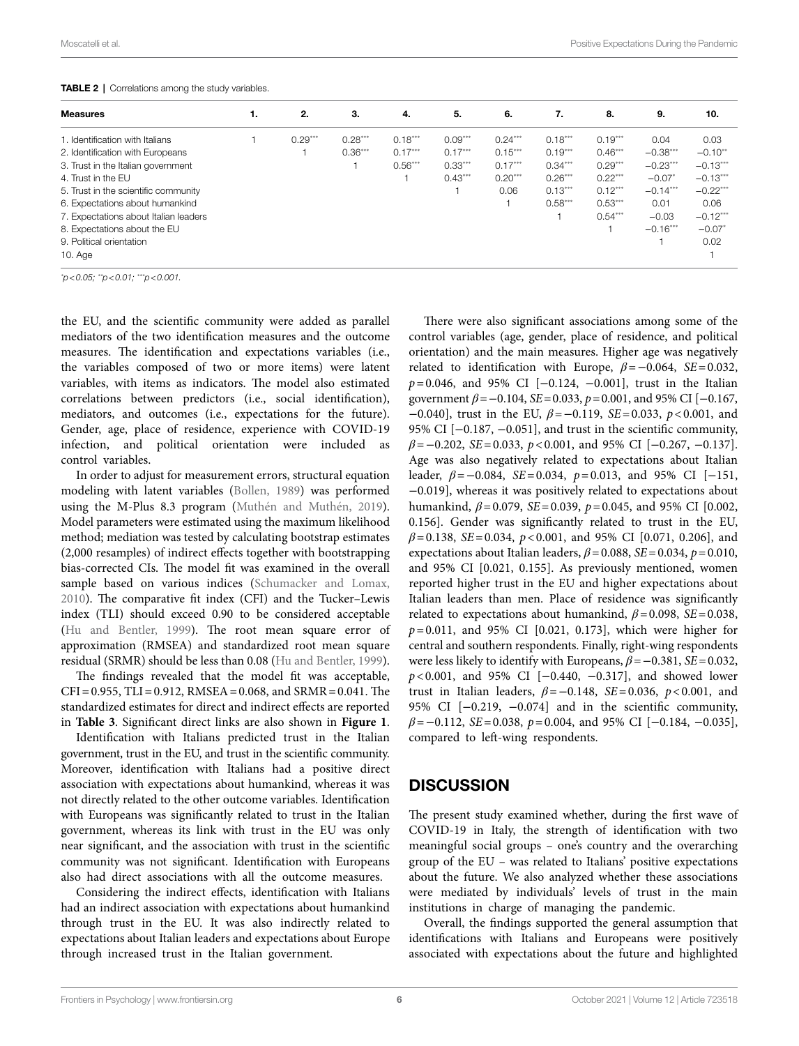**TABLE 2** | Correlations among the study variables.

| Measures | 1. | 2. | 3. | 4. | 5. | 6. | 7. | 8. | 9. | 10. |
|---|---|---|---|---|---|---|---|---|---|---|
| 1. Identification with Italians | 1 | 0.29*** | 0.28*** | 0.18*** | 0.09*** | 0.24*** | 0.18*** | 0.19*** | 0.04 | 0.03 |
| 2. Identification with Europeans | | 1 | 0.36*** | 0.17*** | 0.17*** | 0.15*** | 0.19*** | 0.46*** | −0.38*** | −0.10** |
| 3. Trust in the Italian government | | | 1 | 0.56*** | 0.33*** | 0.17*** | 0.34*** | 0.29*** | −0.23*** | −0.13*** |
| 4. Trust in the EU | | | | 1 | 0.43*** | 0.20*** | 0.26*** | 0.22*** | −0.07* | −0.13*** |
| 5. Trust in the scientific community | | | | | 1 | 0.06 | 0.13*** | 0.12*** | −0.14*** | −0.22*** |
| 6. Expectations about humankind | | | | | | 1 | 0.58*** | 0.53*** | 0.01 | 0.06 |
| 7. Expectations about Italian leaders | | | | | | | 1 | 0.54*** | −0.03 | −0.12*** |
| 8. Expectations about the EU | | | | | | | | 1 | −0.16*** | −0.07* |
| 9. Political orientation | | | | | | | | | 1 | 0.02 |
| 10. Age | | | | | | | | | | 1 |

*$p < 0.05$; **$p < 0.01$; ***$p < 0.001$.

the EU, and the scientific community were added as parallel mediators of the two identification measures and the outcome measures. The identification and expectations variables (i.e., the variables composed of two or more items) were latent variables, with items as indicators. The model also estimated correlations between predictors (i.e., social identification), mediators, and outcomes (i.e., expectations for the future). Gender, age, place of residence, experience with COVID-19 infection, and political orientation were included as control variables.

In order to adjust for measurement errors, structural equation modeling with latent variables (Bollen, 1989) was performed using the M-Plus 8.3 program (Muthén and Muthén, 2019). Model parameters were estimated using the maximum likelihood method; mediation was tested by calculating bootstrap estimates (2,000 resamples) of indirect effects together with bootstrapping bias-corrected CIs. The model fit was examined in the overall sample based on various indices (Schumacker and Lomax, 2010). The comparative fit index (CFI) and the Tucker–Lewis index (TLI) should exceed 0.90 to be considered acceptable (Hu and Bentler, 1999). The root mean square error of approximation (RMSEA) and standardized root mean square residual (SRMR) should be less than 0.08 (Hu and Bentler, 1999).

The findings revealed that the model fit was acceptable, CFI = 0.955, TLI = 0.912, RMSEA = 0.068, and SRMR = 0.041. The standardized estimates for direct and indirect effects are reported in **Table 3**. Significant direct links are also shown in **Figure 1**.

Identification with Italians predicted trust in the Italian government, trust in the EU, and trust in the scientific community. Moreover, identification with Italians had a positive direct association with expectations about humankind, whereas it was not directly related to the other outcome variables. Identification with Europeans was significantly related to trust in the Italian government, whereas its link with trust in the EU was only near significant, and the association with trust in the scientific community was not significant. Identification with Europeans also had direct associations with all the outcome measures.

Considering the indirect effects, identification with Italians had an indirect association with expectations about humankind through trust in the EU. It was also indirectly related to expectations about Italian leaders and expectations about Europe through increased trust in the Italian government.

There were also significant associations among some of the control variables (age, gender, place of residence, and political orientation) and the main measures. Higher age was negatively related to identification with Europe, $\beta = -0.064$, $SE = 0.032$, $p = 0.046$, and 95% CI [−0.124, −0.001], trust in the Italian government $\beta = -0.104$, $SE = 0.033$, $p = 0.001$, and 95% CI [−0.167, −0.040], trust in the EU, $\beta = -0.119$, $SE = 0.033$, $p < 0.001$, and 95% CI [−0.187, −0.051], and trust in the scientific community, $\beta = -0.202$, $SE = 0.033$, $p < 0.001$, and 95% CI [−0.267, −0.137]. Age was also negatively related to expectations about Italian leader, $\beta = -0.084$, $SE = 0.034$, $p = 0.013$, and 95% CI [−151, −0.019], whereas it was positively related to expectations about humankind, $\beta = 0.079$, $SE = 0.039$, $p = 0.045$, and 95% CI [0.002, 0.156]. Gender was significantly related to trust in the EU, $\beta = 0.138$, $SE = 0.034$, $p < 0.001$, and 95% CI [0.071, 0.206], and expectations about Italian leaders, $\beta = 0.088$, $SE = 0.034$, $p = 0.010$, and 95% CI [0.021, 0.155]. As previously mentioned, women reported higher trust in the EU and higher expectations about Italian leaders than men. Place of residence was significantly related to expectations about humankind, $\beta = 0.098$, $SE = 0.038$, $p = 0.011$, and 95% CI [0.021, 0.173], which were higher for central and southern respondents. Finally, right-wing respondents were less likely to identify with Europeans, $\beta = -0.381$, $SE = 0.032$, $p < 0.001$, and 95% CI [−0.440, −0.317], and showed lower trust in Italian leaders, $\beta = -0.148$, $SE = 0.036$, $p < 0.001$, and in the scientific community, $\beta = -0.112$, $SE = 0.038$, $p = 0.004$, and 95% CI [−0.184, −0.035], compared to left-wing respondents.

## DISCUSSION

The present study examined whether, during the first wave of COVID-19 in Italy, the strength of identification with two meaningful social groups – one's country and the overarching group of the EU – was related to Italians' positive expectations about the future. We also analyzed whether these associations were mediated by individuals' levels of trust in the main institutions in charge of managing the pandemic.

Overall, the findings supported the general assumption that identifications with Italians and Europeans were positively associated with expectations about the future and highlighted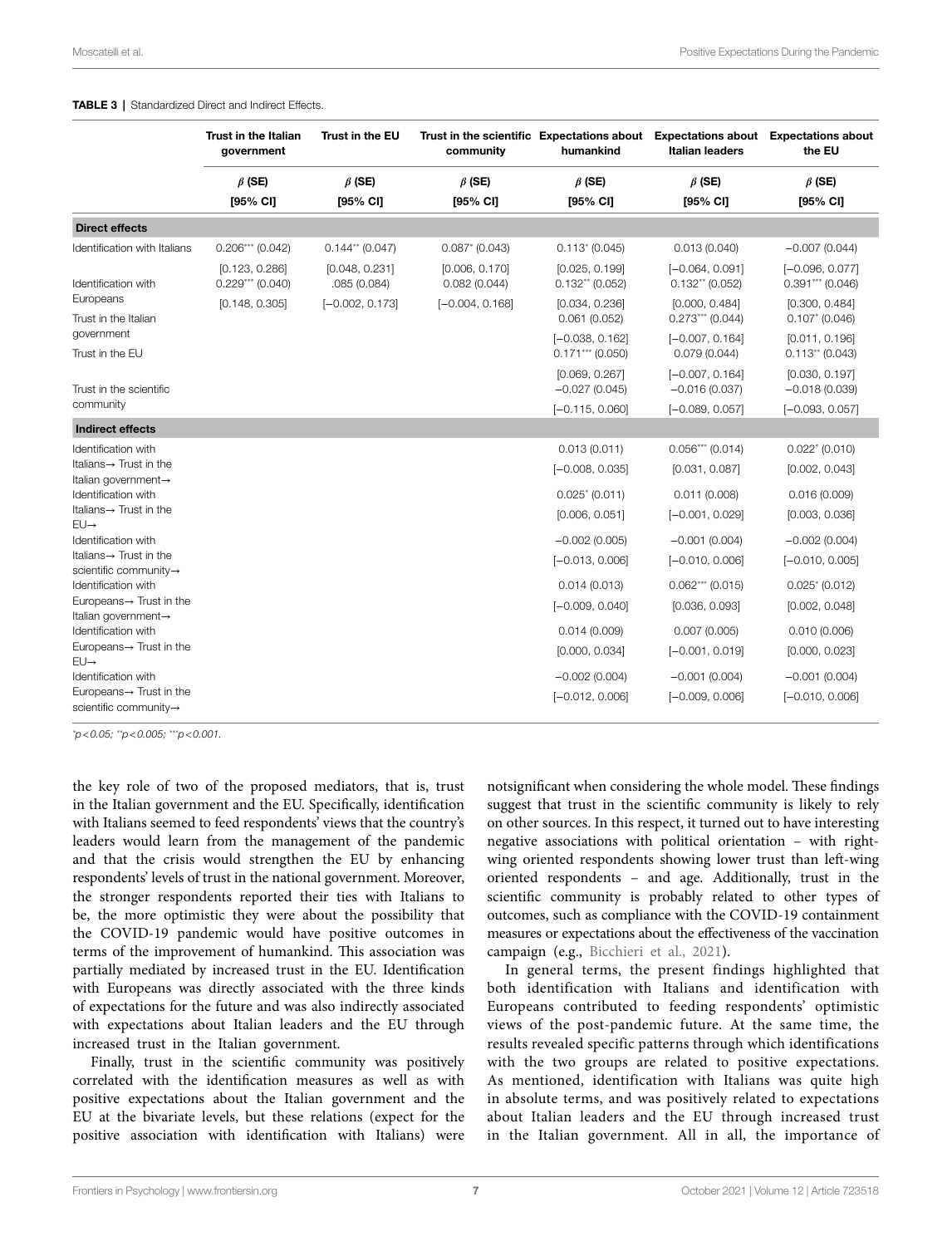**TABLE 3 |** Standardized Direct and Indirect Effects.

| | Trust in the Italian government | Trust in the EU | Trust in the scientific community | Expectations about humankind | Expectations about Italian leaders | Expectations about the EU |
|---|---|---|---|---|---|---|
| | $\beta$ (SE) [95% CI] | $\beta$ (SE) [95% CI] | $\beta$ (SE) [95% CI] | $\beta$ (SE) [95% CI] | $\beta$ (SE) [95% CI] | $\beta$ (SE) [95% CI] |
| **Direct effects** | | | | | | |
| Identification with Italians | 0.206*** (0.042) [0.123, 0.286] | 0.144** (0.047) [0.048, 0.231] | 0.087* (0.043) [0.006, 0.170] | 0.113* (0.045) [0.025, 0.199] | 0.013 (0.040) [−0.064, 0.091] | −0.007 (0.044) [−0.096, 0.077] |
| Identification with Europeans | 0.229*** (0.040) [0.148, 0.305] | .085 (0.084) [−0.002, 0.173] | 0.082 (0.044) [−0.004, 0.168] | 0.132** (0.052) [0.034, 0.236] | 0.132** (0.052) [0.000, 0.484] | 0.391*** (0.046) [0.300, 0.484] |
| Trust in the Italian government | | | | 0.061 (0.052) [−0.038, 0.162] | 0.273*** (0.044) [−0.007, 0.164] | 0.107* (0.046) [0.011, 0.196] |
| Trust in the EU | | | | 0.171*** (0.050) [0.069, 0.267] | 0.079 (0.044) [−0.007, 0.164] | 0.113** (0.043) [0.030, 0.197] |
| Trust in the scientific community | | | | −0.027 (0.045) [−0.115, 0.060] | −0.016 (0.037) [−0.089, 0.057] | −0.018 (0.039) [−0.093, 0.057] |
| **Indirect effects** | | | | | | |
| Identification with Italians→ Trust in the Italian government→ | | | | 0.013 (0.011) [−0.008, 0.035] | 0.056*** (0.014) [0.031, 0.087] | 0.022* (0.010) [0.002, 0.043] |
| Identification with Italians→ Trust in the EU→ | | | | 0.025* (0.011) [0.006, 0.051] | 0.011 (0.008) [−0.001, 0.029] | 0.016 (0.009) [0.003, 0.036] |
| Identification with Italians→ Trust in the scientific community→ | | | | −0.002 (0.005) [−0.013, 0.006] | −0.001 (0.004) [−0.010, 0.006] | −0.002 (0.004) [−0.010, 0.005] |
| Identification with Europeans→ Trust in the Italian government→ | | | | 0.014 (0.013) [−0.009, 0.040] | 0.062*** (0.015) [0.036, 0.093] | 0.025* (0.012) [0.002, 0.048] |
| Identification with Europeans→ Trust in the EU→ | | | | 0.014 (0.009) [0.000, 0.034] | 0.007 (0.005) [−0.001, 0.019] | 0.010 (0.006) [0.000, 0.023] |
| Identification with Europeans→ Trust in the scientific community→ | | | | −0.002 (0.004) [−0.012, 0.006] | −0.001 (0.004) [−0.009, 0.006] | −0.001 (0.004) [−0.010, 0.006] |

*$^{*}p<0.05$; $^{**}p<0.005$; $^{***}p<0.001$.*

the key role of two of the proposed mediators, that is, trust in the Italian government and the EU. Specifically, identification with Italians seemed to feed respondents' views that the country's leaders would learn from the management of the pandemic and that the crisis would strengthen the EU by enhancing respondents' levels of trust in the national government. Moreover, the stronger respondents reported their ties with Italians to be, the more optimistic they were about the possibility that the COVID-19 pandemic would have positive outcomes in terms of the improvement of humankind. This association was partially mediated by increased trust in the EU. Identification with Europeans was directly associated with the three kinds of expectations for the future and was also indirectly associated with expectations about Italian leaders and the EU through increased trust in the Italian government.

Finally, trust in the scientific community was positively correlated with the identification measures as well as with positive expectations about the Italian government and the EU at the bivariate levels, but these relations (expect for the positive association with identification with Italians) were notsignificant when considering the whole model. These findings suggest that trust in the scientific community is likely to rely on other sources. In this respect, it turned out to have interesting negative associations with political orientation – with right-wing oriented respondents showing lower trust than left-wing oriented respondents – and age. Additionally, trust in the scientific community is probably related to other types of outcomes, such as compliance with the COVID-19 containment measures or expectations about the effectiveness of the vaccination campaign (e.g., Bicchieri et al., 2021).

In general terms, the present findings highlighted that both identification with Italians and identification with Europeans contributed to feeding respondents' optimistic views of the post-pandemic future. At the same time, the results revealed specific patterns through which identifications with the two groups are related to positive expectations. As mentioned, identification with Italians was quite high in absolute terms, and was positively related to expectations about Italian leaders and the EU through increased trust in the Italian government. All in all, the importance of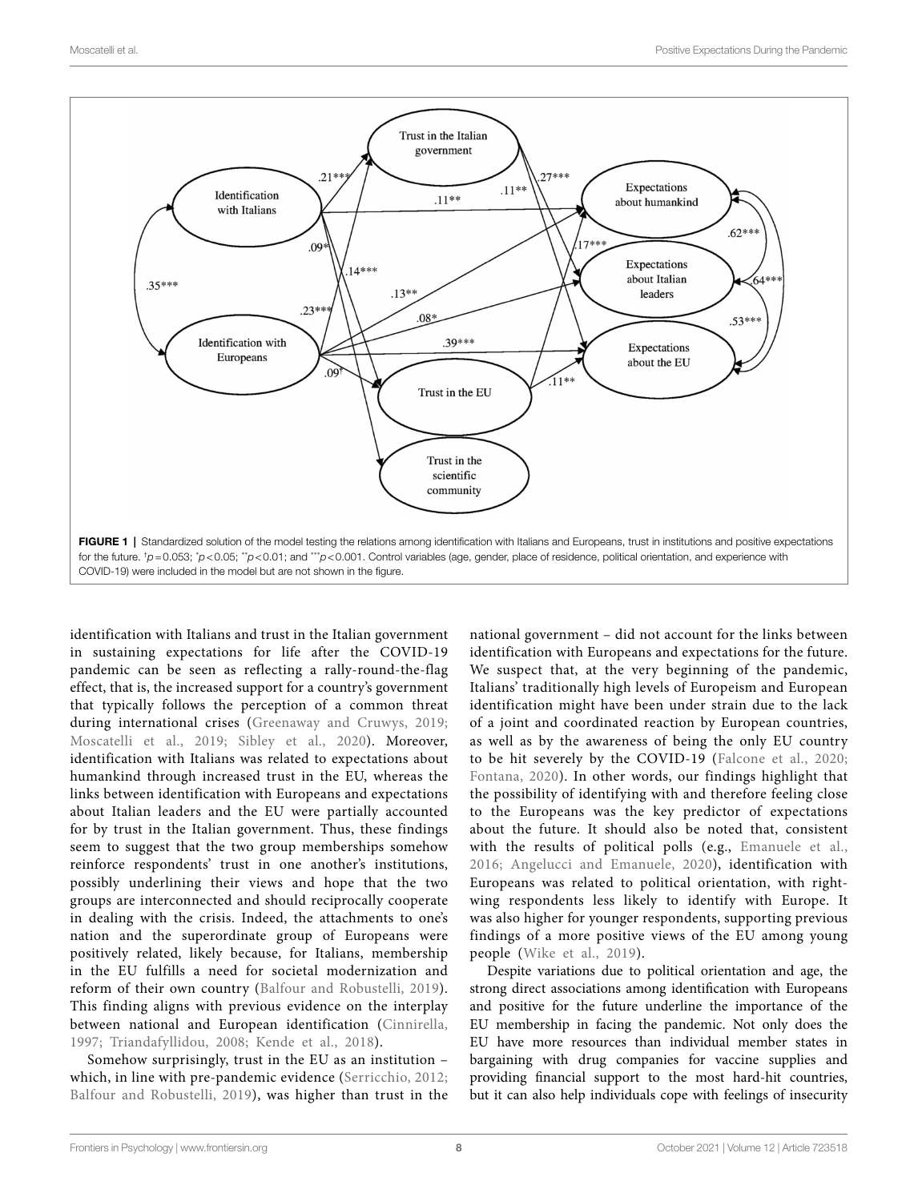FIGURE 1 | Standardized solution of the model testing the relations among identification with Italians and Europeans, trust in institutions and positive expectations for the future. †$p = 0.053$; *$p < 0.05$; **$p < 0.01$; and ***$p < 0.001$. Control variables (age, gender, place of residence, political orientation, and experience with COVID-19) were included in the model but are not shown in the figure.

identification with Italians and trust in the Italian government in sustaining expectations for life after the COVID-19 pandemic can be seen as reflecting a rally-round-the-flag effect, that is, the increased support for a country's government that typically follows the perception of a common threat during international crises (Greenaway and Cruwys, 2019; Moscatelli et al., 2019; Sibley et al., 2020). Moreover, identification with Italians was related to expectations about humankind through increased trust in the EU, whereas the links between identification with Europeans and expectations about Italian leaders and the EU were partially accounted for by trust in the Italian government. Thus, these findings seem to suggest that the two group memberships somehow reinforce respondents' trust in one another's institutions, possibly underlining their views and hope that the two groups are interconnected and should reciprocally cooperate in dealing with the crisis. Indeed, the attachments to one's nation and the superordinate group of Europeans were positively related, likely because, for Italians, membership in the EU fulfills a need for societal modernization and reform of their own country (Balfour and Robustelli, 2019). This finding aligns with previous evidence on the interplay between national and European identification (Cinnirella, 1997; Triandafyllidou, 2008; Kende et al., 2018).

Somehow surprisingly, trust in the EU as an institution – which, in line with pre-pandemic evidence (Serricchio, 2012; Balfour and Robustelli, 2019), was higher than trust in the national government – did not account for the links between identification with Europeans and expectations for the future. We suspect that, at the very beginning of the pandemic, Italians' traditionally high levels of Europeism and European identification might have been under strain due to the lack of a joint and coordinated reaction by European countries, as well as by the awareness of being the only EU country to be hit severely by the COVID-19 (Falcone et al., 2020; Fontana, 2020). In other words, our findings highlight that the possibility of identifying with and therefore feeling close to the Europeans was the key predictor of expectations about the future. It should also be noted that, consistent with the results of political polls (e.g., Emanuele et al., 2016; Angelucci and Emanuele, 2020), identification with Europeans was related to political orientation, with right-wing respondents less likely to identify with Europe. It was also higher for younger respondents, supporting previous findings of a more positive views of the EU among young people (Wike et al., 2019).

Despite variations due to political orientation and age, the strong direct associations among identification with Europeans and positive for the future underline the importance of the EU membership in facing the pandemic. Not only does the EU have more resources than individual member states in bargaining with drug companies for vaccine supplies and providing financial support to the most hard-hit countries, but it can also help individuals cope with feelings of insecurity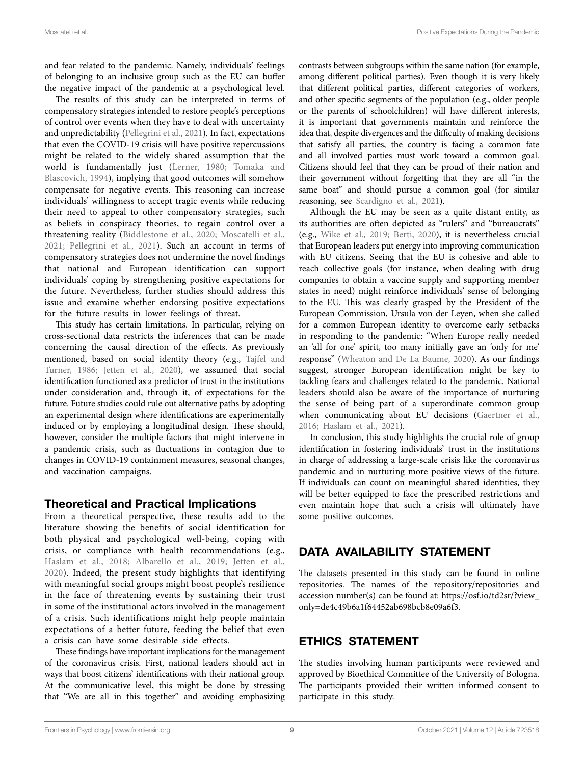and fear related to the pandemic. Namely, individuals' feelings of belonging to an inclusive group such as the EU can buffer the negative impact of the pandemic at a psychological level.

The results of this study can be interpreted in terms of compensatory strategies intended to restore people's perceptions of control over events when they have to deal with uncertainty and unpredictability (Pellegrini et al., 2021). In fact, expectations that even the COVID-19 crisis will have positive repercussions might be related to the widely shared assumption that the world is fundamentally just (Lerner, 1980; Tomaka and Blascovich, 1994), implying that good outcomes will somehow compensate for negative events. This reasoning can increase individuals' willingness to accept tragic events while reducing their need to appeal to other compensatory strategies, such as beliefs in conspiracy theories, to regain control over a threatening reality (Biddlestone et al., 2020; Moscatelli et al., 2021; Pellegrini et al., 2021). Such an account in terms of compensatory strategies does not undermine the novel findings that national and European identification can support individuals' coping by strengthening positive expectations for the future. Nevertheless, further studies should address this issue and examine whether endorsing positive expectations for the future results in lower feelings of threat.

This study has certain limitations. In particular, relying on cross-sectional data restricts the inferences that can be made concerning the causal direction of the effects. As previously mentioned, based on social identity theory (e.g., Tajfel and Turner, 1986; Jetten et al., 2020), we assumed that social identification functioned as a predictor of trust in the institutions under consideration and, through it, of expectations for the future. Future studies could rule out alternative paths by adopting an experimental design where identifications are experimentally induced or by employing a longitudinal design. These should, however, consider the multiple factors that might intervene in a pandemic crisis, such as fluctuations in contagion due to changes in COVID-19 containment measures, seasonal changes, and vaccination campaigns.

## Theoretical and Practical Implications

From a theoretical perspective, these results add to the literature showing the benefits of social identification for both physical and psychological well-being, coping with crisis, or compliance with health recommendations (e.g., Haslam et al., 2018; Albarello et al., 2019; Jetten et al., 2020). Indeed, the present study highlights that identifying with meaningful social groups might boost people's resilience in the face of threatening events by sustaining their trust in some of the institutional actors involved in the management of a crisis. Such identifications might help people maintain expectations of a better future, feeding the belief that even a crisis can have some desirable side effects.

These findings have important implications for the management of the coronavirus crisis. First, national leaders should act in ways that boost citizens' identifications with their national group. At the communicative level, this might be done by stressing that "We are all in this together" and avoiding emphasizing contrasts between subgroups within the same nation (for example, among different political parties). Even though it is very likely that different political parties, different categories of workers, and other specific segments of the population (e.g., older people or the parents of schoolchildren) will have different interests, it is important that governments maintain and reinforce the idea that, despite divergences and the difficulty of making decisions that satisfy all parties, the country is facing a common fate and all involved parties must work toward a common goal. Citizens should feel that they can be proud of their nation and their government without forgetting that they are all "in the same boat" and should pursue a common goal (for similar reasoning, see Scardigno et al., 2021).

Although the EU may be seen as a quite distant entity, as its authorities are often depicted as "rulers" and "bureaucrats" (e.g., Wike et al., 2019; Berti, 2020), it is nevertheless crucial that European leaders put energy into improving communication with EU citizens. Seeing that the EU is cohesive and able to reach collective goals (for instance, when dealing with drug companies to obtain a vaccine supply and supporting member states in need) might reinforce individuals' sense of belonging to the EU. This was clearly grasped by the President of the European Commission, Ursula von der Leyen, when she called for a common European identity to overcome early setbacks in responding to the pandemic: "When Europe really needed an 'all for one' spirit, too many initially gave an 'only for me' response" (Wheaton and De La Baume, 2020). As our findings suggest, stronger European identification might be key to tackling fears and challenges related to the pandemic. National leaders should also be aware of the importance of nurturing the sense of being part of a superordinate common group when communicating about EU decisions (Gaertner et al., 2016; Haslam et al., 2021).

In conclusion, this study highlights the crucial role of group identification in fostering individuals' trust in the institutions in charge of addressing a large-scale crisis like the coronavirus pandemic and in nurturing more positive views of the future. If individuals can count on meaningful shared identities, they will be better equipped to face the prescribed restrictions and even maintain hope that such a crisis will ultimately have some positive outcomes.

## DATA AVAILABILITY STATEMENT

The datasets presented in this study can be found in online repositories. The names of the repository/repositories and accession number(s) can be found at: https://osf.io/td2sr/?view_only=de4c49b6a1f64452ab698bcb8e09a6f3.

## ETHICS STATEMENT

The studies involving human participants were reviewed and approved by Bioethical Committee of the University of Bologna. The participants provided their written informed consent to participate in this study.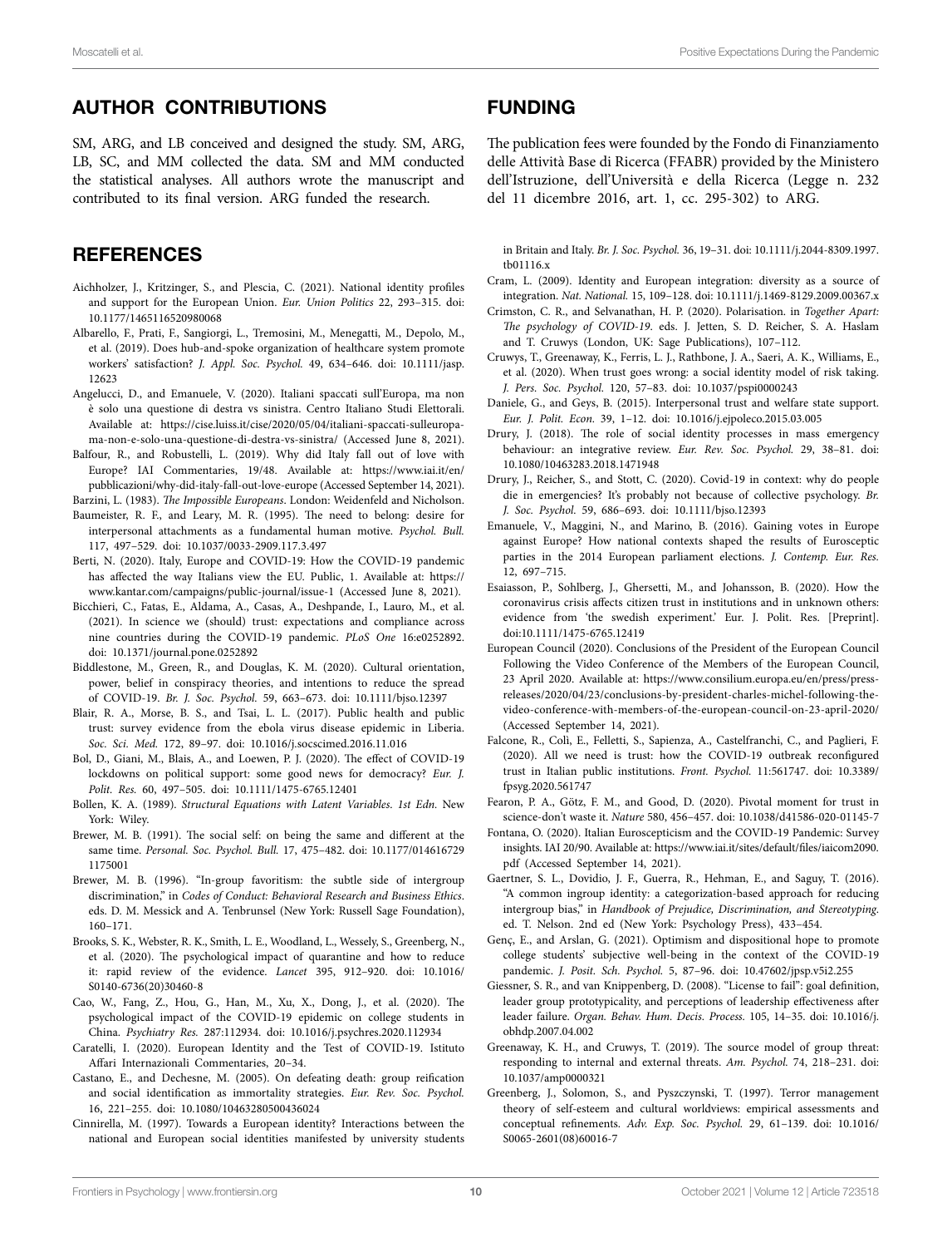## AUTHOR CONTRIBUTIONS

SM, ARG, and LB conceived and designed the study. SM, ARG, LB, SC, and MM collected the data. SM and MM conducted the statistical analyses. All authors wrote the manuscript and contributed to its final version. ARG funded the research.

## FUNDING

The publication fees were founded by the Fondo di Finanziamento delle Attività Base di Ricerca (FFABR) provided by the Ministero dell'Istruzione, dell'Università e della Ricerca (Legge n. 232 del 11 dicembre 2016, art. 1, cc. 295-302) to ARG.

## REFERENCES

Aichholzer, J., Kritzinger, S., and Plescia, C. (2021). National identity profiles and support for the European Union. *Eur. Union Politics* 22, 293–315. doi: 10.1177/1465116520980068

Albarello, F., Prati, F., Sangiorgi, L., Tremosini, M., Menegatti, M., Depolo, M., et al. (2019). Does hub-and-spoke organization of healthcare system promote workers' satisfaction? *J. Appl. Soc. Psychol.* 49, 634–646. doi: 10.1111/jasp.12623

Angelucci, D., and Emanuele, V. (2020). Italiani spaccati sull'Europa, ma non è solo una questione di destra vs sinistra. Centro Italiano Studi Elettorali. Available at: https://cise.luiss.it/cise/2020/05/04/italiani-spaccati-sulleuropa-ma-non-e-solo-una-questione-di-destra-vs-sinistra/ (Accessed June 8, 2021).

Balfour, R., and Robustelli, L. (2019). Why did Italy fall out of love with Europe? IAI Commentaries, 19/48. Available at: https://www.iai.it/en/pubblicazioni/why-did-italy-fall-out-love-europe (Accessed September 14, 2021).

Barzini, L. (1983). *The Impossible Europeans*. London: Weidenfeld and Nicholson.

Baumeister, R. F., and Leary, M. R. (1995). The need to belong: desire for interpersonal attachments as a fundamental human motive. *Psychol. Bull.* 117, 497–529. doi: 10.1037/0033-2909.117.3.497

Berti, N. (2020). Italy, Europe and COVID-19: How the COVID-19 pandemic has affected the way Italians view the EU. Public, 1. Available at: https://www.kantar.com/campaigns/public-journal/issue-1 (Accessed June 8, 2021).

Bicchieri, C., Fatas, E., Aldama, A., Casas, A., Deshpande, I., Lauro, M., et al. (2021). In science we (should) trust: expectations and compliance across nine countries during the COVID-19 pandemic. *PLoS One* 16:e0252892. doi: 10.1371/journal.pone.0252892

Biddlestone, M., Green, R., and Douglas, K. M. (2020). Cultural orientation, power, belief in conspiracy theories, and intentions to reduce the spread of COVID-19. *Br. J. Soc. Psychol.* 59, 663–673. doi: 10.1111/bjso.12397

Blair, R. A., Morse, B. S., and Tsai, L. L. (2017). Public health and public trust: survey evidence from the ebola virus disease epidemic in Liberia. *Soc. Sci. Med.* 172, 89–97. doi: 10.1016/j.socscimed.2016.11.016

Bol, D., Giani, M., Blais, A., and Loewen, P. J. (2020). The effect of COVID-19 lockdowns on political support: some good news for democracy? *Eur. J. Polit. Res.* 60, 497–505. doi: 10.1111/1475-6765.12401

Bollen, K. A. (1989). *Structural Equations with Latent Variables. 1st Edn.* New York: Wiley.

Brewer, M. B. (1991). The social self: on being the same and different at the same time. *Personal. Soc. Psychol. Bull.* 17, 475–482. doi: 10.1177/0146167291175001

Brewer, M. B. (1996). "In-group favoritism: the subtle side of intergroup discrimination," in *Codes of Conduct: Behavioral Research and Business Ethics*. eds. D. M. Messick and A. Tenbrunsel (New York: Russell Sage Foundation), 160–171.

Brooks, S. K., Webster, R. K., Smith, L. E., Woodland, L., Wessely, S., Greenberg, N., et al. (2020). The psychological impact of quarantine and how to reduce it: rapid review of the evidence. *Lancet* 395, 912–920. doi: 10.1016/S0140-6736(20)30460-8

Cao, W., Fang, Z., Hou, G., Han, M., Xu, X., Dong, J., et al. (2020). The psychological impact of the COVID-19 epidemic on college students in China. *Psychiatry Res.* 287:112934. doi: 10.1016/j.psychres.2020.112934

Caratelli, I. (2020). European Identity and the Test of COVID-19. Istituto Affari Internazionali Commentaries, 20–34.

Castano, E., and Dechesne, M. (2005). On defeating death: group reification and social identification as immortality strategies. *Eur. Rev. Soc. Psychol.* 16, 221–255. doi: 10.1080/10463280500436024

Cinnirella, M. (1997). Towards a European identity? Interactions between the national and European social identities manifested by university students in Britain and Italy. *Br. J. Soc. Psychol.* 36, 19–31. doi: 10.1111/j.2044-8309.1997.tb01116.x

Cram, L. (2009). Identity and European integration: diversity as a source of integration. *Nat. National.* 15, 109–128. doi: 10.1111/j.1469-8129.2009.00367.x

Crimston, C. R., and Selvanathan, H. P. (2020). Polarisation. in *Together Apart: The psychology of COVID-19*. eds. J. Jetten, S. D. Reicher, S. A. Haslam and T. Cruwys (London, UK: Sage Publications), 107–112.

Cruwys, T., Greenaway, K., Ferris, L. J., Rathbone, J. A., Saeri, A. K., Williams, E., et al. (2020). When trust goes wrong: a social identity model of risk taking. *J. Pers. Soc. Psychol.* 120, 57–83. doi: 10.1037/pspi0000243

Daniele, G., and Geys, B. (2015). Interpersonal trust and welfare state support. *Eur. J. Polit. Econ.* 39, 1–12. doi: 10.1016/j.ejpoleco.2015.03.005

Drury, J. (2018). The role of social identity processes in mass emergency behaviour: an integrative review. *Eur. Rev. Soc. Psychol.* 29, 38–81. doi: 10.1080/10463283.2018.1471948

Drury, J., Reicher, S., and Stott, C. (2020). Covid-19 in context: why do people die in emergencies? It's probably not because of collective psychology. *Br. J. Soc. Psychol.* 59, 686–693. doi: 10.1111/bjso.12393

Emanuele, V., Maggini, N., and Marino, B. (2016). Gaining votes in Europe against Europe? How national contexts shaped the results of Eurosceptic parties in the 2014 European parliament elections. *J. Contemp. Eur. Res.* 12, 697–715.

Esaiasson, P., Sohlberg, J., Ghersetti, M., and Johansson, B. (2020). How the coronavirus crisis affects citizen trust in institutions and in unknown others: evidence from 'the swedish experiment.' Eur. J. Polit. Res. [Preprint]. doi:10.1111/1475-6765.12419

European Council (2020). Conclusions of the President of the European Council Following the Video Conference of the Members of the European Council, 23 April 2020. Available at: https://www.consilium.europa.eu/en/press/press-releases/2020/04/23/conclusions-by-president-charles-michel-following-the-video-conference-with-members-of-the-european-council-on-23-april-2020/ (Accessed September 14, 2021).

Falcone, R., Colì, E., Felletti, S., Sapienza, A., Castelfranchi, C., and Paglieri, F. (2020). All we need is trust: how the COVID-19 outbreak reconfigured trust in Italian public institutions. *Front. Psychol.* 11:561747. doi: 10.3389/fpsyg.2020.561747

Fearon, P. A., Götz, F. M., and Good, D. (2020). Pivotal moment for trust in science-don't waste it. *Nature* 580, 456–457. doi: 10.1038/d41586-020-01145-7

Fontana, O. (2020). Italian Euroscepticism and the COVID-19 Pandemic: Survey insights. IAI 20/90. Available at: https://www.iai.it/sites/default/files/iaicom2090.pdf (Accessed September 14, 2021).

Gaertner, S. L., Dovidio, J. F., Guerra, R., Hehman, E., and Saguy, T. (2016). "A common ingroup identity: a categorization-based approach for reducing intergroup bias," in *Handbook of Prejudice, Discrimination, and Stereotyping*. ed. T. Nelson. 2nd ed (New York: Psychology Press), 433–454.

Genç, E., and Arslan, G. (2021). Optimism and dispositional hope to promote college students' subjective well-being in the context of the COVID-19 pandemic. *J. Posit. Sch. Psychol.* 5, 87–96. doi: 10.47602/jpsp.v5i2.255

Giessner, S. R., and van Knippenberg, D. (2008). "License to fail": goal definition, leader group prototypicality, and perceptions of leadership effectiveness after leader failure. *Organ. Behav. Hum. Decis. Process.* 105, 14–35. doi: 10.1016/j.obhdp.2007.04.002

Greenaway, K. H., and Cruwys, T. (2019). The source model of group threat: responding to internal and external threats. *Am. Psychol.* 74, 218–231. doi: 10.1037/amp0000321

Greenberg, J., Solomon, S., and Pyszczynski, T. (1997). Terror management theory of self-esteem and cultural worldviews: empirical assessments and conceptual refinements. *Adv. Exp. Soc. Psychol.* 29, 61–139. doi: 10.1016/S0065-2601(08)60016-7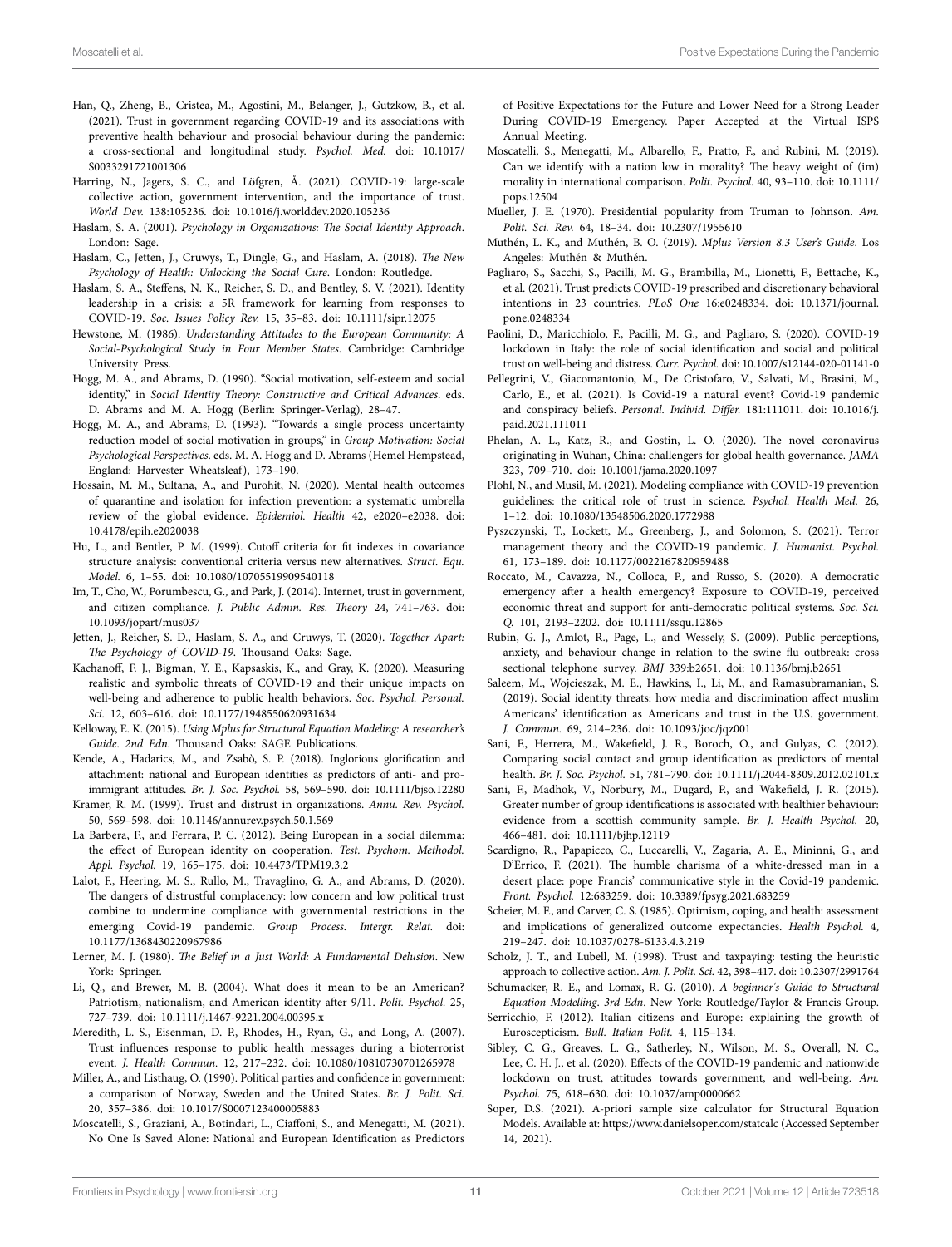Han, Q., Zheng, B., Cristea, M., Agostini, M., Belanger, J., Gutzkow, B., et al. (2021). Trust in government regarding COVID-19 and its associations with preventive health behaviour and prosocial behaviour during the pandemic: a cross-sectional and longitudinal study. *Psychol. Med.* doi: 10.1017/S0033291721001306

Harring, N., Jagers, S. C., and Löfgren, Å. (2021). COVID-19: large-scale collective action, government intervention, and the importance of trust. *World Dev.* 138:105236. doi: 10.1016/j.worlddev.2020.105236

Haslam, S. A. (2001). *Psychology in Organizations: The Social Identity Approach*. London: Sage.

Haslam, C., Jetten, J., Cruwys, T., Dingle, G., and Haslam, A. (2018). *The New Psychology of Health: Unlocking the Social Cure*. London: Routledge.

Haslam, S. A., Steffens, N. K., Reicher, S. D., and Bentley, S. V. (2021). Identity leadership in a crisis: a 5R framework for learning from responses to COVID-19. *Soc. Issues Policy Rev.* 15, 35–83. doi: 10.1111/sipr.12075

Hewstone, M. (1986). *Understanding Attitudes to the European Community: A Social-Psychological Study in Four Member States*. Cambridge: Cambridge University Press.

Hogg, M. A., and Abrams, D. (1990). "Social motivation, self-esteem and social identity," in *Social Identity Theory: Constructive and Critical Advances*. eds. D. Abrams and M. A. Hogg (Berlin: Springer-Verlag), 28–47.

Hogg, M. A., and Abrams, D. (1993). "Towards a single process uncertainty reduction model of social motivation in groups," in *Group Motivation: Social Psychological Perspectives*. eds. M. A. Hogg and D. Abrams (Hemel Hempstead, England: Harvester Wheatsleaf), 173–190.

Hossain, M. M., Sultana, A., and Purohit, N. (2020). Mental health outcomes of quarantine and isolation for infection prevention: a systematic umbrella review of the global evidence. *Epidemiol. Health* 42, e2020–e2038. doi: 10.4178/epih.e2020038

Hu, L., and Bentler, P. M. (1999). Cutoff criteria for fit indexes in covariance structure analysis: conventional criteria versus new alternatives. *Struct. Equ. Model.* 6, 1–55. doi: 10.1080/10705519909540118

Im, T., Cho, W., Porumbescu, G., and Park, J. (2014). Internet, trust in government, and citizen compliance. *J. Public Admin. Res. Theory* 24, 741–763. doi: 10.1093/jopart/mus037

Jetten, J., Reicher, S. D., Haslam, S. A., and Cruwys, T. (2020). *Together Apart: The Psychology of COVID-19*. Thousand Oaks: Sage.

Kachanoff, F. J., Bigman, Y. E., Kapsaskis, K., and Gray, K. (2020). Measuring realistic and symbolic threats of COVID-19 and their unique impacts on well-being and adherence to public health behaviors. *Soc. Psychol. Personal. Sci.* 12, 603–616. doi: 10.1177/1948550620931634

Kelloway, E. K. (2015). *Using Mplus for Structural Equation Modeling: A researcher's Guide. 2nd Edn*. Thousand Oaks: SAGE Publications.

Kende, A., Hadarics, M., and Zsabò, S. P. (2018). Inglorious glorification and attachment: national and European identities as predictors of anti- and pro-immigrant attitudes. *Br. J. Soc. Psychol.* 58, 569–590. doi: 10.1111/bjso.12280

Kramer, R. M. (1999). Trust and distrust in organizations. *Annu. Rev. Psychol.* 50, 569–598. doi: 10.1146/annurev.psych.50.1.569

La Barbera, F., and Ferrara, P. C. (2012). Being European in a social dilemma: the effect of European identity on cooperation. *Test. Psychom. Methodol. Appl. Psychol.* 19, 165–175. doi: 10.4473/TPM19.3.2

Lalot, F., Heering, M. S., Rullo, M., Travaglino, G. A., and Abrams, D. (2020). The dangers of distrustful complacency: low concern and low political trust combine to undermine compliance with governmental restrictions in the emerging Covid-19 pandemic. *Group Process. Intergr. Relat.* doi: 10.1177/1368430220967986

Lerner, M. J. (1980). *The Belief in a Just World: A Fundamental Delusion*. New York: Springer.

Li, Q., and Brewer, M. B. (2004). What does it mean to be an American? Patriotism, nationalism, and American identity after 9/11. *Polit. Psychol.* 25, 727–739. doi: 10.1111/j.1467-9221.2004.00395.x

Meredith, L. S., Eisenman, D. P., Rhodes, H., Ryan, G., and Long, A. (2007). Trust influences response to public health messages during a bioterrorist event. *J. Health Commun.* 12, 217–232. doi: 10.1080/10810730701265978

Miller, A., and Listhaug, O. (1990). Political parties and confidence in government: a comparison of Norway, Sweden and the United States. *Br. J. Polit. Sci.* 20, 357–386. doi: 10.1017/S0007123400005883

Moscatelli, S., Graziani, A., Botindari, L., Ciaffoni, S., and Menegatti, M. (2021). No One Is Saved Alone: National and European Identification as Predictors of Positive Expectations for the Future and Lower Need for a Strong Leader During COVID-19 Emergency. Paper Accepted at the Virtual ISPS Annual Meeting.

Moscatelli, S., Menegatti, M., Albarello, F., Pratto, F., and Rubini, M. (2019). Can we identify with a nation low in morality? The heavy weight of (im) morality in international comparison. *Polit. Psychol.* 40, 93–110. doi: 10.1111/pops.12504

Mueller, J. E. (1970). Presidential popularity from Truman to Johnson. *Am. Polit. Sci. Rev.* 64, 18–34. doi: 10.2307/1955610

Muthén, L. K., and Muthén, B. O. (2019). *Mplus Version 8.3 User's Guide*. Los Angeles: Muthén & Muthén.

Pagliaro, S., Sacchi, S., Pacilli, M. G., Brambilla, M., Lionetti, F., Bettache, K., et al. (2021). Trust predicts COVID-19 prescribed and discretionary behavioral intentions in 23 countries. *PLoS One* 16:e0248334. doi: 10.1371/journal.pone.0248334

Paolini, D., Maricchiolo, F., Pacilli, M. G., and Pagliaro, S. (2020). COVID-19 lockdown in Italy: the role of social identification and social and political trust on well-being and distress. *Curr. Psychol.* doi: 10.1007/s12144-020-01141-0

Pellegrini, V., Giacomantonio, M., De Cristofaro, V., Salvati, M., Brasini, M., Carlo, E., et al. (2021). Is Covid-19 a natural event? Covid-19 pandemic and conspiracy beliefs. *Personal. Individ. Differ.* 181:111011. doi: 10.1016/j.paid.2021.111011

Phelan, A. L., Katz, R., and Gostin, L. O. (2020). The novel coronavirus originating in Wuhan, China: challengers for global health governance. *JAMA* 323, 709–710. doi: 10.1001/jama.2020.1097

Plohl, N., and Musil, M. (2021). Modeling compliance with COVID-19 prevention guidelines: the critical role of trust in science. *Psychol. Health Med.* 26, 1–12. doi: 10.1080/13548506.2020.1772988

Pyszczynski, T., Lockett, M., Greenberg, J., and Solomon, S. (2021). Terror management theory and the COVID-19 pandemic. *J. Humanist. Psychol.* 61, 173–189. doi: 10.1177/0022167820959488

Roccato, M., Cavazza, N., Colloca, P., and Russo, S. (2020). A democratic emergency after a health emergency? Exposure to COVID-19, perceived economic threat and support for anti-democratic political systems. *Soc. Sci. Q.* 101, 2193–2202. doi: 10.1111/ssqu.12865

Rubin, G. J., Amlot, R., Page, L., and Wessely, S. (2009). Public perceptions, anxiety, and behaviour change in relation to the swine flu outbreak: cross sectional telephone survey. *BMJ* 339:b2651. doi: 10.1136/bmj.b2651

Saleem, M., Wojcieszak, M. E., Hawkins, I., Li, M., and Ramasubramanian, S. (2019). Social identity threats: how media and discrimination affect muslim Americans' identification as Americans and trust in the U.S. government. *J. Commun.* 69, 214–236. doi: 10.1093/joc/jqz001

Sani, F., Herrera, M., Wakefield, J. R., Boroch, O., and Gulyas, C. (2012). Comparing social contact and group identification as predictors of mental health. *Br. J. Soc. Psychol.* 51, 781–790. doi: 10.1111/j.2044-8309.2012.02101.x

Sani, F., Madhok, V., Norbury, M., Dugard, P., and Wakefield, J. R. (2015). Greater number of group identifications is associated with healthier behaviour: evidence from a scottish community sample. *Br. J. Health Psychol.* 20, 466–481. doi: 10.1111/bjhp.12119

Scardigno, R., Papapicco, C., Luccarelli, V., Zagaria, A. E., Mininni, G., and D'Errico, F. (2021). The humble charisma of a white-dressed man in a desert place: pope Francis' communicative style in the Covid-19 pandemic. *Front. Psychol.* 12:683259. doi: 10.3389/fpsyg.2021.683259

Scheier, M. F., and Carver, C. S. (1985). Optimism, coping, and health: assessment and implications of generalized outcome expectancies. *Health Psychol.* 4, 219–247. doi: 10.1037/0278-6133.4.3.219

Scholz, J. T., and Lubell, M. (1998). Trust and taxpaying: testing the heuristic approach to collective action. *Am. J. Polit. Sci.* 42, 398–417. doi: 10.2307/2991764

Schumacker, R. E., and Lomax, R. G. (2010). *A beginner's Guide to Structural Equation Modelling. 3rd Edn*. New York: Routledge/Taylor & Francis Group.

Serricchio, F. (2012). Italian citizens and Europe: explaining the growth of Euroscepticism. *Bull. Italian Polit.* 4, 115–134.

Sibley, C. G., Greaves, L. G., Satherley, N., Wilson, M. S., Overall, N. C., Lee, C. H. J., et al. (2020). Effects of the COVID-19 pandemic and nationwide lockdown on trust, attitudes towards government, and well-being. *Am. Psychol.* 75, 618–630. doi: 10.1037/amp0000662

Soper, D.S. (2021). A-priori sample size calculator for Structural Equation Models. Available at: https://www.danielsoper.com/statcalc (Accessed September 14, 2021).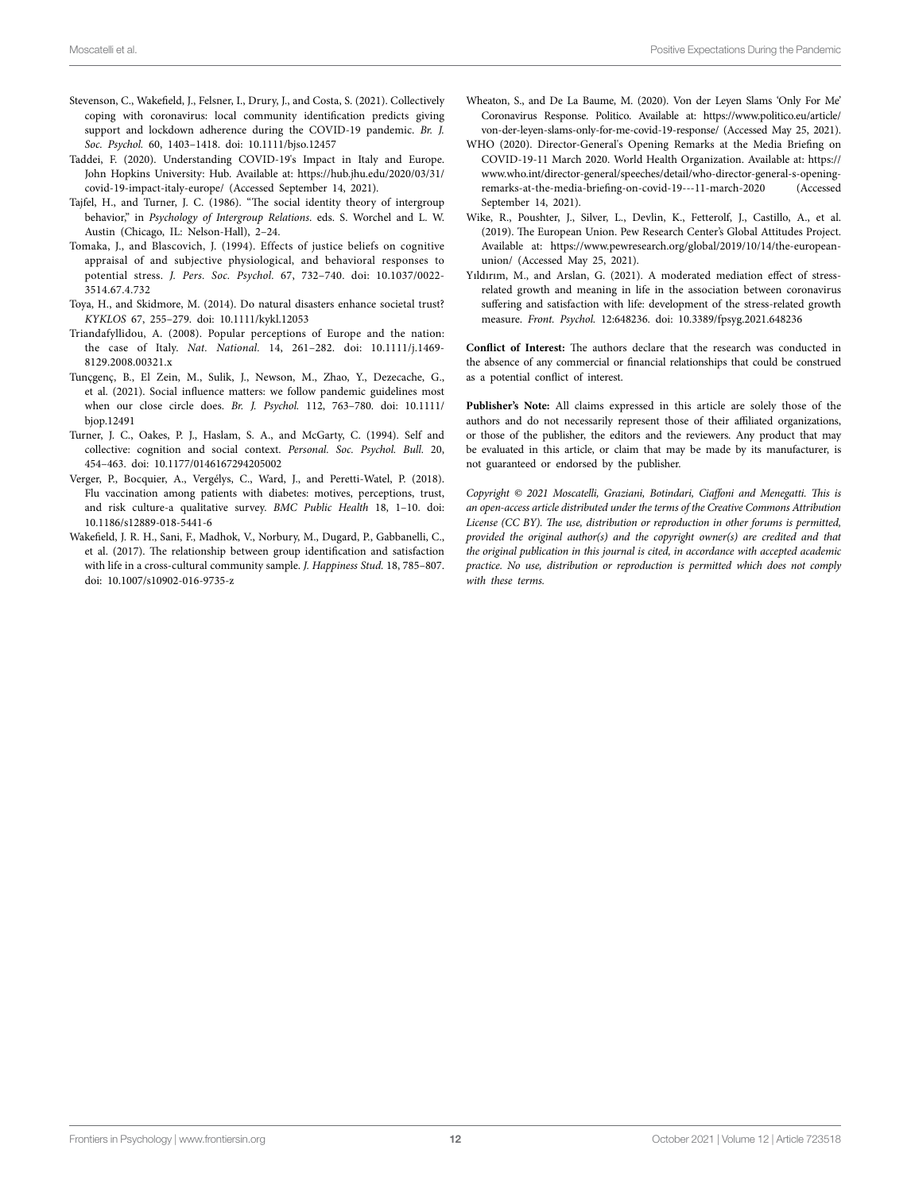Stevenson, C., Wakefield, J., Felsner, I., Drury, J., and Costa, S. (2021). Collectively coping with coronavirus: local community identification predicts giving support and lockdown adherence during the COVID-19 pandemic. *Br. J. Soc. Psychol.* 60, 1403–1418. doi: 10.1111/bjso.12457

Taddei, F. (2020). Understanding COVID-19's Impact in Italy and Europe. John Hopkins University: Hub. Available at: https://hub.jhu.edu/2020/03/31/covid-19-impact-italy-europe/ (Accessed September 14, 2021).

Tajfel, H., and Turner, J. C. (1986). "The social identity theory of intergroup behavior," in *Psychology of Intergroup Relations*. eds. S. Worchel and L. W. Austin (Chicago, IL: Nelson-Hall), 2–24.

Tomaka, J., and Blascovich, J. (1994). Effects of justice beliefs on cognitive appraisal of and subjective physiological, and behavioral responses to potential stress. *J. Pers. Soc. Psychol.* 67, 732–740. doi: 10.1037/0022-3514.67.4.732

Toya, H., and Skidmore, M. (2014). Do natural disasters enhance societal trust? *KYKLOS* 67, 255–279. doi: 10.1111/kykl.12053

Triandafyllidou, A. (2008). Popular perceptions of Europe and the nation: the case of Italy. *Nat. National.* 14, 261–282. doi: 10.1111/j.1469-8129.2008.00321.x

Tunçgenç, B., El Zein, M., Sulik, J., Newson, M., Zhao, Y., Dezecache, G., et al. (2021). Social influence matters: we follow pandemic guidelines most when our close circle does. *Br. J. Psychol.* 112, 763–780. doi: 10.1111/bjop.12491

Turner, J. C., Oakes, P. J., Haslam, S. A., and McGarty, C. (1994). Self and collective: cognition and social context. *Personal. Soc. Psychol. Bull.* 20, 454–463. doi: 10.1177/0146167294205002

Verger, P., Bocquier, A., Vergélys, C., Ward, J., and Peretti-Watel, P. (2018). Flu vaccination among patients with diabetes: motives, perceptions, trust, and risk culture-a qualitative survey. *BMC Public Health* 18, 1–10. doi: 10.1186/s12889-018-5441-6

Wakefield, J. R. H., Sani, F., Madhok, V., Norbury, M., Dugard, P., Gabbanelli, C., et al. (2017). The relationship between group identification and satisfaction with life in a cross-cultural community sample. *J. Happiness Stud.* 18, 785–807. doi: 10.1007/s10902-016-9735-z

Wheaton, S., and De La Baume, M. (2020). Von der Leyen Slams 'Only For Me' Coronavirus Response. Politico. Available at: https://www.politico.eu/article/von-der-leyen-slams-only-for-me-covid-19-response/ (Accessed May 25, 2021).

WHO (2020). Director-General's Opening Remarks at the Media Briefing on COVID-19-11 March 2020. World Health Organization. Available at: https://www.who.int/director-general/speeches/detail/who-director-general-s-opening-remarks-at-the-media-briefing-on-covid-19---11-march-2020 (Accessed September 14, 2021).

Wike, R., Poushter, J., Silver, L., Devlin, K., Fetterolf, J., Castillo, A., et al. (2019). The European Union. Pew Research Center's Global Attitudes Project. Available at: https://www.pewresearch.org/global/2019/10/14/the-european-union/ (Accessed May 25, 2021).

Yıldırım, M., and Arslan, G. (2021). A moderated mediation effect of stress-related growth and meaning in life in the association between coronavirus suffering and satisfaction with life: development of the stress-related growth measure. *Front. Psychol.* 12:648236. doi: 10.3389/fpsyg.2021.648236

**Conflict of Interest:** The authors declare that the research was conducted in the absence of any commercial or financial relationships that could be construed as a potential conflict of interest.

**Publisher's Note:** All claims expressed in this article are solely those of the authors and do not necessarily represent those of their affiliated organizations, or those of the publisher, the editors and the reviewers. Any product that may be evaluated in this article, or claim that may be made by its manufacturer, is not guaranteed or endorsed by the publisher.

*Copyright © 2021 Moscatelli, Graziani, Botindari, Ciaffoni and Menegatti. This is an open-access article distributed under the terms of the Creative Commons Attribution License (CC BY). The use, distribution or reproduction in other forums is permitted, provided the original author(s) and the copyright owner(s) are credited and that the original publication in this journal is cited, in accordance with accepted academic practice. No use, distribution or reproduction is permitted which does not comply with these terms.*